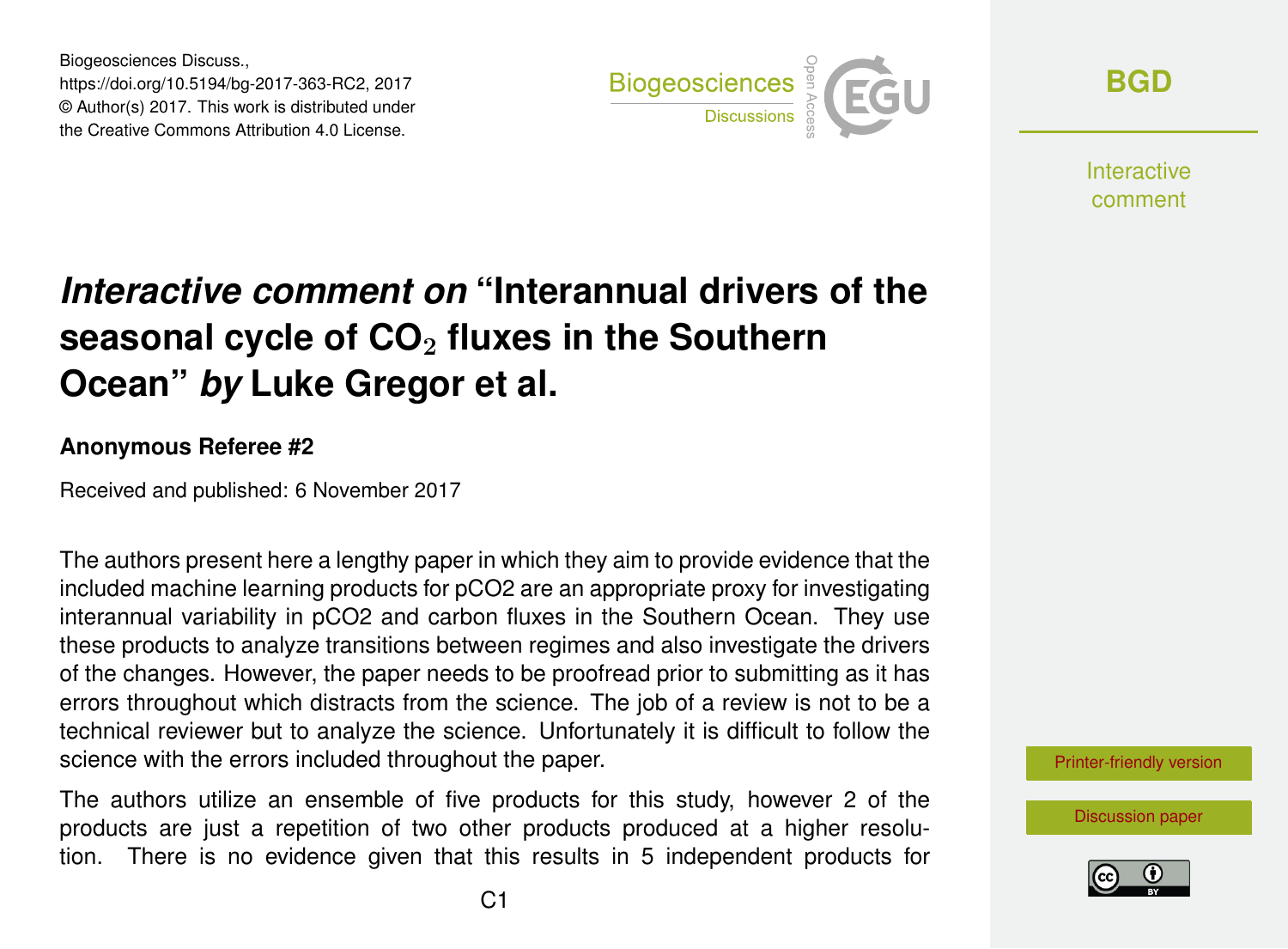Biogeosciences Discuss.,
https://doi.org/10.5194/bg-2017-363-RC2, 2017
© Author(s) 2017. This work is distributed under
the Creative Commons Attribution 4.0 License.

# *Interactive comment on* "Interannual drivers of the seasonal cycle of $CO_2$ fluxes in the Southern Ocean" *by* Luke Gregor et al.

**Anonymous Referee #2**

Received and published: 6 November 2017

The authors present here a lengthy paper in which they aim to provide evidence that the included machine learning products for pCO2 are an appropriate proxy for investigating interannual variability in pCO2 and carbon fluxes in the Southern Ocean. They use these products to analyze transitions between regimes and also investigate the drivers of the changes. However, the paper needs to be proofread prior to submitting as it has errors throughout which distracts from the science. The job of a review is not to be a technical reviewer but to analyze the science. Unfortunately it is difficult to follow the science with the errors included throughout the paper.

The authors utilize an ensemble of five products for this study, however 2 of the products are just a repetition of two other products produced at a higher resolution. There is no evidence given that this results in 5 independent products for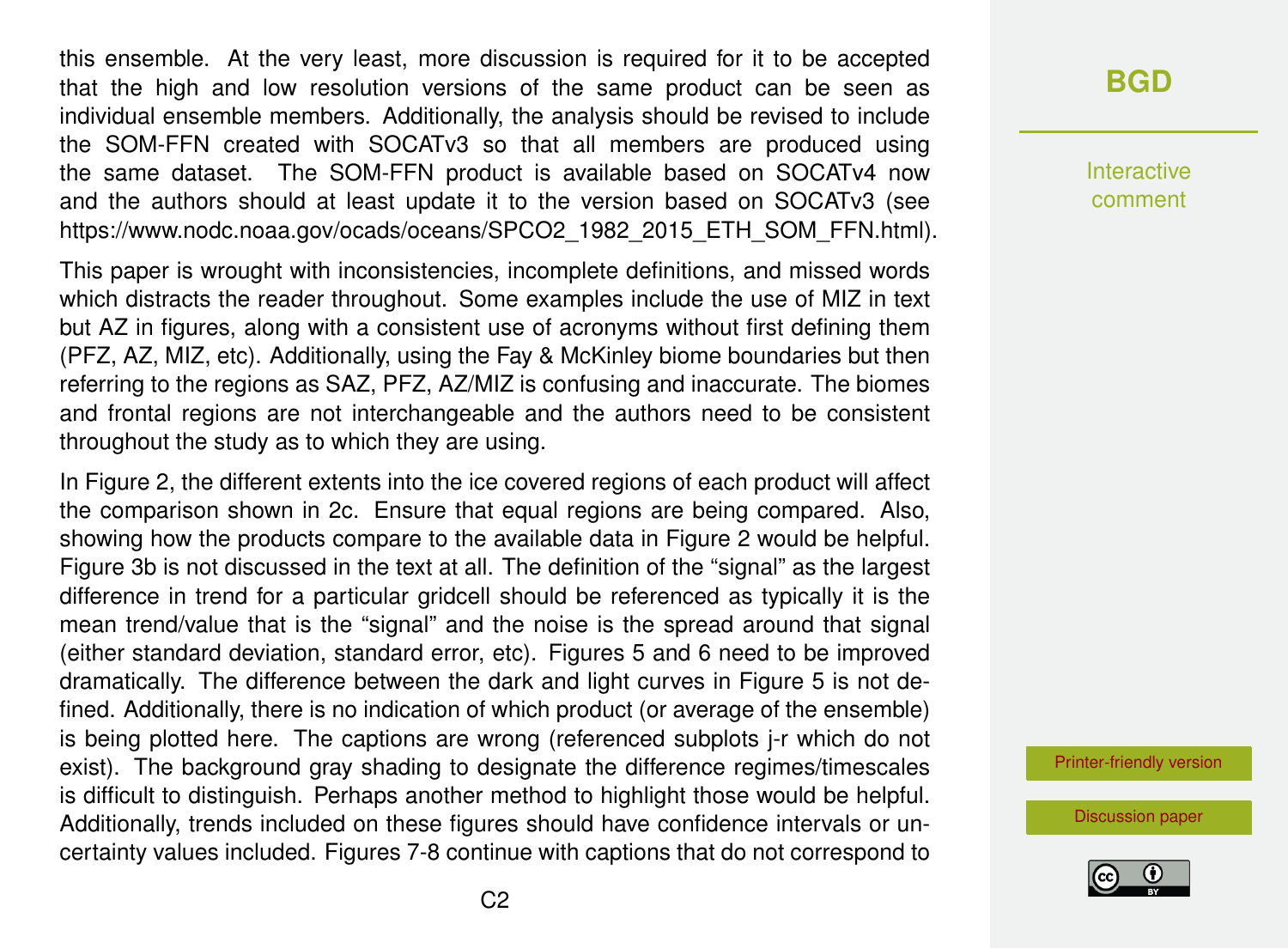this ensemble. At the very least, more discussion is required for it to be accepted that the high and low resolution versions of the same product can be seen as individual ensemble members. Additionally, the analysis should be revised to include the SOM-FFN created with SOCATv3 so that all members are produced using the same dataset. The SOM-FFN product is available based on SOCATv4 now and the authors should at least update it to the version based on SOCATv3 (see https://www.nodc.noaa.gov/ocads/oceans/SPCO2_1982_2015_ETH_SOM_FFN.html).

This paper is wrought with inconsistencies, incomplete definitions, and missed words which distracts the reader throughout. Some examples include the use of MIZ in text but AZ in figures, along with a consistent use of acronyms without first defining them (PFZ, AZ, MIZ, etc). Additionally, using the Fay & McKinley biome boundaries but then referring to the regions as SAZ, PFZ, AZ/MIZ is confusing and inaccurate. The biomes and frontal regions are not interchangeable and the authors need to be consistent throughout the study as to which they are using.

In Figure 2, the different extents into the ice covered regions of each product will affect the comparison shown in 2c. Ensure that equal regions are being compared. Also, showing how the products compare to the available data in Figure 2 would be helpful. Figure 3b is not discussed in the text at all. The definition of the "signal" as the largest difference in trend for a particular gridcell should be referenced as typically it is the mean trend/value that is the "signal" and the noise is the spread around that signal (either standard deviation, standard error, etc). Figures 5 and 6 need to be improved dramatically. The difference between the dark and light curves in Figure 5 is not defined. Additionally, there is no indication of which product (or average of the ensemble) is being plotted here. The captions are wrong (referenced subplots j-r which do not exist). The background gray shading to designate the difference regimes/timescales is difficult to distinguish. Perhaps another method to highlight those would be helpful. Additionally, trends included on these figures should have confidence intervals or uncertainty values included. Figures 7-8 continue with captions that do not correspond to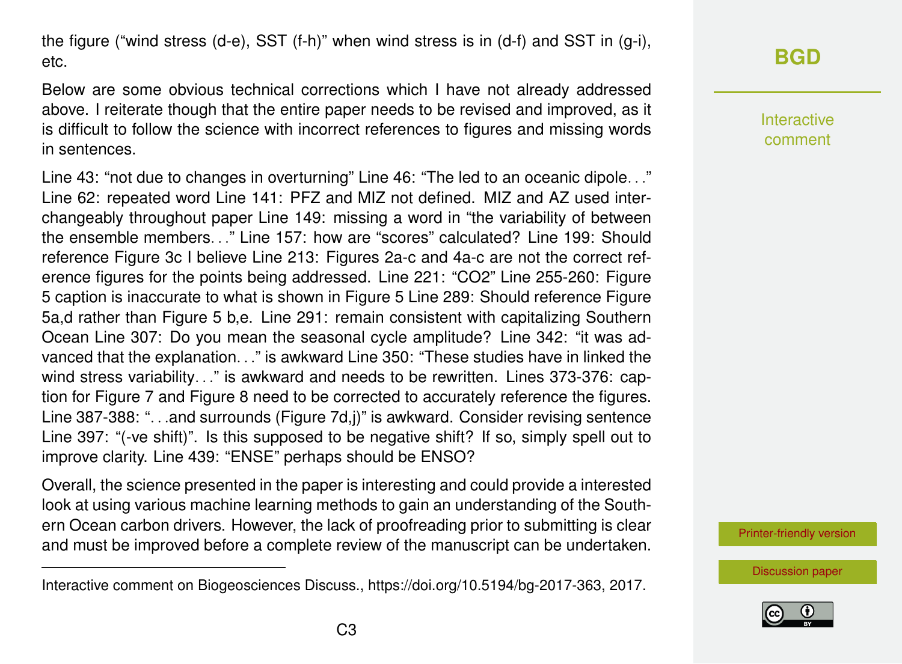the figure ("wind stress (d-e), SST (f-h)" when wind stress is in (d-f) and SST in (g-i), etc.

Below are some obvious technical corrections which I have not already addressed above. I reiterate though that the entire paper needs to be revised and improved, as it is difficult to follow the science with incorrect references to figures and missing words in sentences.

Line 43: "not due to changes in overturning" Line 46: "The led to an oceanic dipole. . ." Line 62: repeated word Line 141: PFZ and MIZ not defined. MIZ and AZ used interchangeably throughout paper Line 149: missing a word in "the variability of between the ensemble members. . ." Line 157: how are "scores" calculated? Line 199: Should reference Figure 3c I believe Line 213: Figures 2a-c and 4a-c are not the correct reference figures for the points being addressed. Line 221: "CO2" Line 255-260: Figure 5 caption is inaccurate to what is shown in Figure 5 Line 289: Should reference Figure 5a,d rather than Figure 5 b,e. Line 291: remain consistent with capitalizing Southern Ocean Line 307: Do you mean the seasonal cycle amplitude? Line 342: "it was advanced that the explanation. . ." is awkward Line 350: "These studies have in linked the wind stress variability. . ." is awkward and needs to be rewritten. Lines 373-376: caption for Figure 7 and Figure 8 need to be corrected to accurately reference the figures. Line 387-388: ". . .and surrounds (Figure 7d,j)" is awkward. Consider revising sentence Line 397: "(-ve shift)". Is this supposed to be negative shift? If so, simply spell out to improve clarity. Line 439: "ENSE" perhaps should be ENSO?

Overall, the science presented in the paper is interesting and could provide a interested look at using various machine learning methods to gain an understanding of the Southern Ocean carbon drivers. However, the lack of proofreading prior to submitting is clear and must be improved before a complete review of the manuscript can be undertaken.

---

Interactive comment on Biogeosciences Discuss., https://doi.org/10.5194/bg-2017-363, 2017.